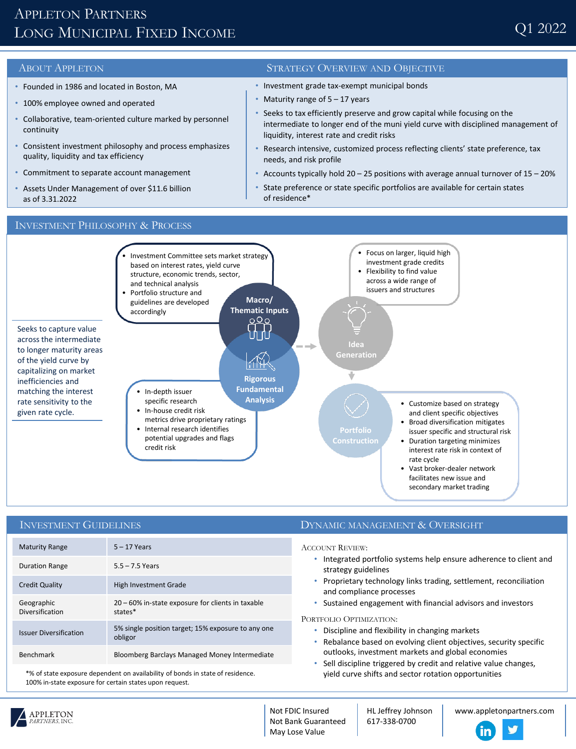# Appleton Partners
# Long Municipal Fixed Income

Q1 2022

## About Appleton

- Founded in 1986 and located in Boston, MA
- 100% employee owned and operated
- Collaborative, team-oriented culture marked by personnel continuity
- Consistent investment philosophy and process emphasizes quality, liquidity and tax efficiency
- Commitment to separate account management
- Assets Under Management of over $11.6 billion as of 3.31.2022

## Strategy Overview and Objective

- Investment grade tax-exempt municipal bonds
- Maturity range of 5 – 17 years
- Seeks to tax efficiently preserve and grow capital while focusing on the intermediate to longer end of the muni yield curve with disciplined management of liquidity, interest rate and credit risks
- Research intensive, customized process reflecting clients' state preference, tax needs, and risk profile
- Accounts typically hold 20 – 25 positions with average annual turnover of 15 – 20%
- State preference or state specific portfolios are available for certain states of residence*

## Investment Philosophy & Process

Seeks to capture value across the intermediate to longer maturity areas of the yield curve by capitalizing on market inefficiencies and matching the interest rate sensitivity to the given rate cycle.

**Macro/ Thematic Inputs**

- Investment Committee sets market strategy based on interest rates, yield curve structure, economic trends, sector, and technical analysis
- Portfolio structure and guidelines are developed accordingly

**Rigorous Fundamental Analysis**

- In-depth issuer specific research
- In-house credit risk metrics drive proprietary ratings
- Internal research identifies potential upgrades and flags credit risk

**Idea Generation**

- Focus on larger, liquid high investment grade credits
- Flexibility to find value across a wide range of issuers and structures

**Portfolio Construction**

- Customize based on strategy and client specific objectives
- Broad diversification mitigates issuer specific and structural risk
- Duration targeting minimizes interest rate risk in context of rate cycle
- Vast broker-dealer network facilitates new issue and secondary market trading

## Investment Guidelines

| | |
|---|---|
| Maturity Range | 5 – 17 Years |
| Duration Range | 5.5 – 7.5 Years |
| Credit Quality | High Investment Grade |
| Geographic Diversification | 20 – 60% in-state exposure for clients in taxable states* |
| Issuer Diversification | 5% single position target; 15% exposure to any one obligor |
| Benchmark | Bloomberg Barclays Managed Money Intermediate |

*% of state exposure dependent on availability of bonds in state of residence. 100% in-state exposure for certain states upon request.

## Dynamic Management & Oversight

**Account Review:**

- Integrated portfolio systems help ensure adherence to client and strategy guidelines
- Proprietary technology links trading, settlement, reconciliation and compliance processes
- Sustained engagement with financial advisors and investors

**Portfolio Optimization:**

- Discipline and flexibility in changing markets
- Rebalance based on evolving client objectives, security specific outlooks, investment markets and global economies
- Sell discipline triggered by credit and relative value changes, yield curve shifts and sector rotation opportunities

Appleton Partners, Inc.

Not FDIC Insured
Not Bank Guaranteed
May Lose Value

HL Jeffrey Johnson
617-338-0700

www.appletonpartners.com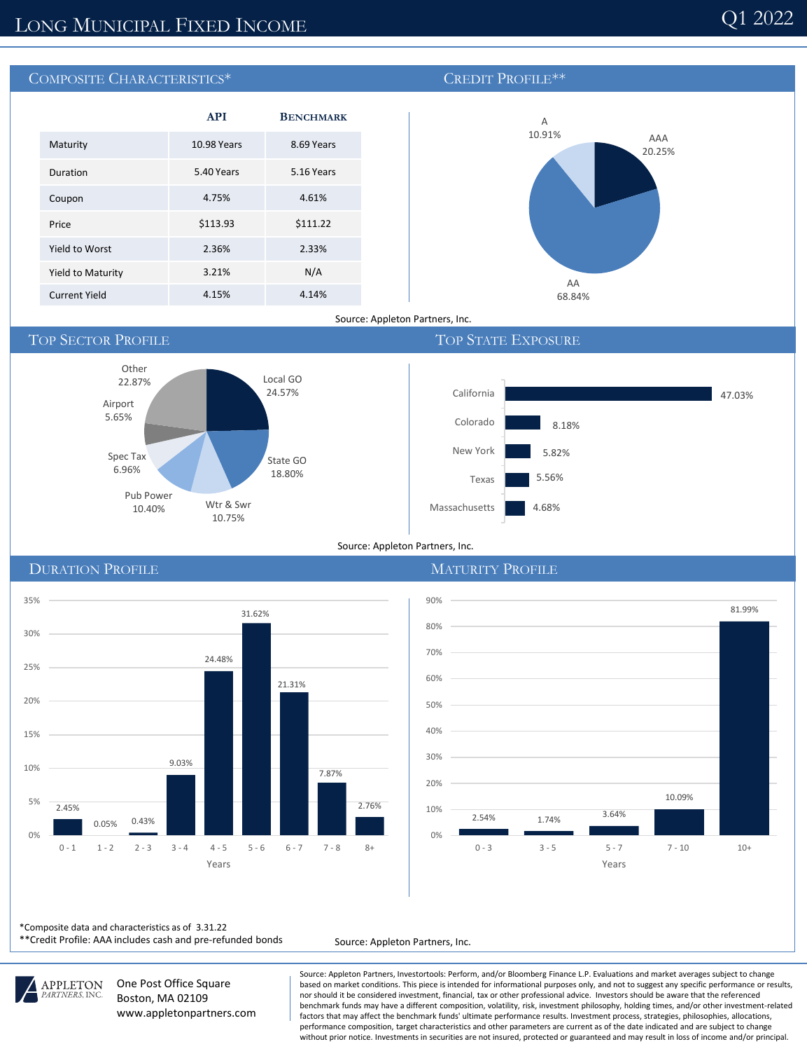# Long Municipal Fixed Income

Q1 2022

## Composite Characteristics*

| | API | Benchmark |
|---|---|---|
| Maturity | 10.98 Years | 8.69 Years |
| Duration | 5.40 Years | 5.16 Years |
| Coupon | 4.75% | 4.61% |
| Price | $113.93 | $111.22 |
| Yield to Worst | 2.36% | 2.33% |
| Yield to Maturity | 3.21% | N/A |
| Current Yield | 4.15% | 4.14% |

## Credit Profile**

A
10.91%

AAA
20.25%

AA
68.84%

Source: Appleton Partners, Inc.

## Top Sector Profile

Other
22.87%

Local GO
24.57%

Airport
5.65%

Spec Tax
6.96%

State GO
18.80%

Pub Power
10.40%

Wtr & Swr
10.75%

## Top State Exposure

California 47.03%

Colorado 8.18%

New York 5.82%

Texas 5.56%

Massachusetts 4.68%

Source: Appleton Partners, Inc.

## Duration Profile

35%
30%
25%
20%
15%
10%
5%
0%

0 - 1: 2.45%
1 - 2: 0.05%
2 - 3: 0.43%
3 - 4: 9.03%
4 - 5: 24.48%
5 - 6: 31.62%
6 - 7: 21.31%
7 - 8: 7.87%
8+: 2.76%

Years

## Maturity Profile

90%
80%
70%
60%
50%
40%
30%
20%
10%
0%

0 - 3: 2.54%
3 - 5: 1.74%
5 - 7: 3.64%
7 - 10: 10.09%
10+: 81.99%

Years

*Composite data and characteristics as of 3.31.22
**Credit Profile: AAA includes cash and pre-refunded bonds

Source: Appleton Partners, Inc.

Appleton Partners, Inc.
One Post Office Square
Boston, MA 02109
www.appletonpartners.com

Source: Appleton Partners, Investortools: Perform, and/or Bloomberg Finance L.P. Evaluations and market averages subject to change based on market conditions. This piece is intended for informational purposes only, and not to suggest any specific performance or results, nor should it be considered investment, financial, tax or other professional advice. Investors should be aware that the referenced benchmark funds may have a different composition, volatility, risk, investment philosophy, holding times, and/or other investment-related factors that may affect the benchmark funds' ultimate performance results. Investment process, strategies, philosophies, allocations, performance composition, target characteristics and other parameters are current as of the date indicated and are subject to change without prior notice. Investments in securities are not insured, protected or guaranteed and may result in loss of income and/or principal.